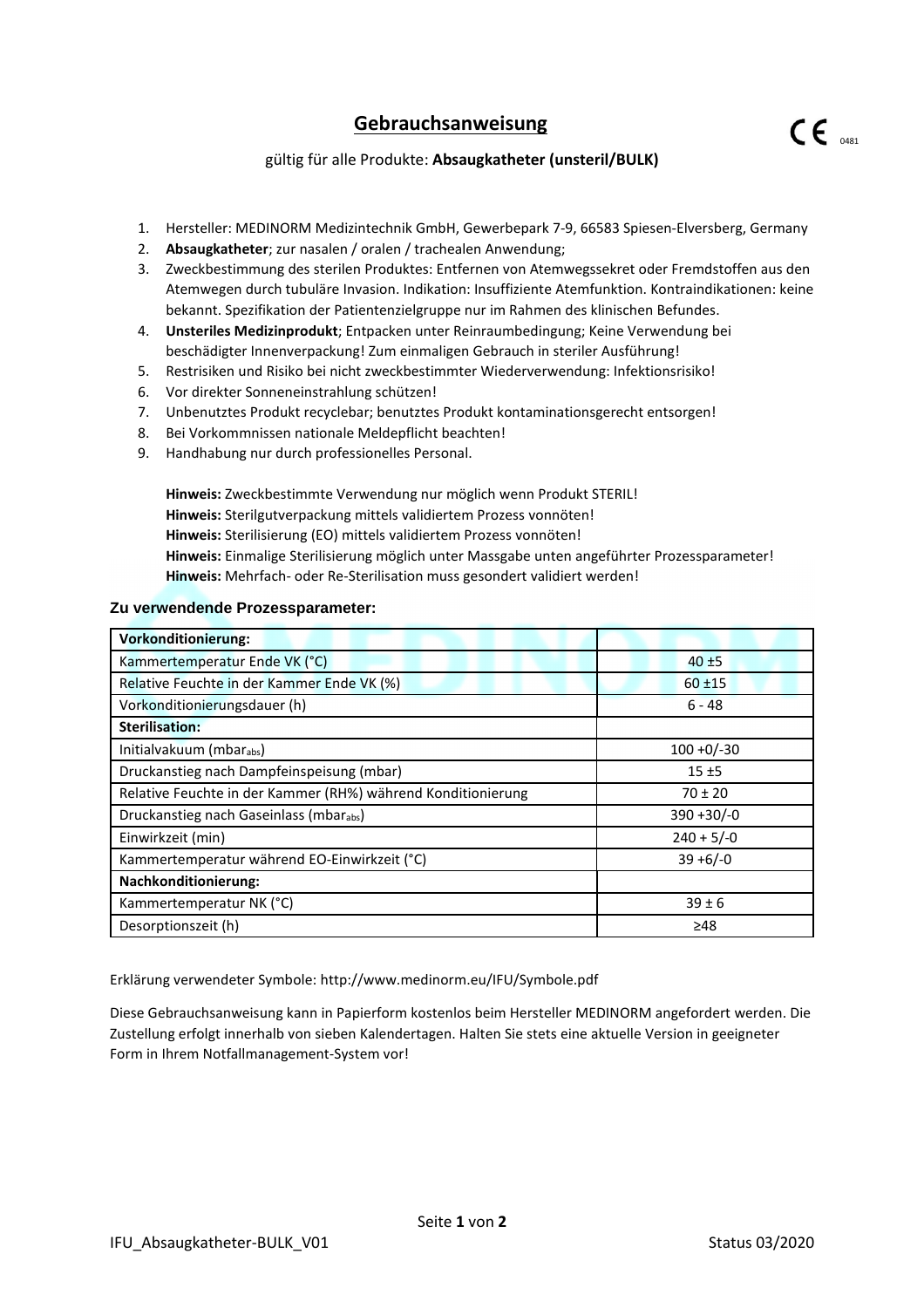# Gebrauchsanweisung

CE 0481

gültig für alle Produkte: **Absaugkatheter (unsteril/BULK)**

1. Hersteller: MEDINORM Medizintechnik GmbH, Gewerbepark 7-9, 66583 Spiesen-Elversberg, Germany
2. **Absaugkatheter**; zur nasalen / oralen / trachealen Anwendung;
3. Zweckbestimmung des sterilen Produktes: Entfernen von Atemwegssekret oder Fremdstoffen aus den Atemwegen durch tubuläre Invasion. Indikation: Insuffiziente Atemfunktion. Kontraindikationen: keine bekannt. Spezifikation der Patientenzielgruppe nur im Rahmen des klinischen Befundes.
4. **Unsteriles Medizinprodukt**; Entpacken unter Reinraumbedingung; Keine Verwendung bei beschädigter Innenverpackung! Zum einmaligen Gebrauch in steriler Ausführung!
5. Restrisiken und Risiko bei nicht zweckbestimmter Wiederverwendung: Infektionsrisiko!
6. Vor direkter Sonneneinstrahlung schützen!
7. Unbenutztes Produkt recyclebar; benutztes Produkt kontaminationsgerecht entsorgen!
8. Bei Vorkommnissen nationale Meldepflicht beachten!
9. Handhabung nur durch professionelles Personal.

**Hinweis:** Zweckbestimmte Verwendung nur möglich wenn Produkt STERIL!
**Hinweis:** Sterilgutverpackung mittels validiertem Prozess vonnöten!
**Hinweis:** Sterilisierung (EO) mittels validiertem Prozess vonnöten!
**Hinweis:** Einmalige Sterilisierung möglich unter Massgabe unten angeführter Prozessparameter!
**Hinweis:** Mehrfach- oder Re-Sterilisation muss gesondert validiert werden!

**Zu verwendende Prozessparameter:**

| **Vorkonditionierung:** | |
|---|---|
| Kammertemperatur Ende VK (°C) | 40 ±5 |
| Relative Feuchte in der Kammer Ende VK (%) | 60 ±15 |
| Vorkonditionierungsdauer (h) | 6 - 48 |
| **Sterilisation:** | |
| Initialvakuum ($mbar_{abs}$) | 100 +0/-30 |
| Druckanstieg nach Dampfeinspeisung (mbar) | 15 ±5 |
| Relative Feuchte in der Kammer (RH%) während Konditionierung | 70 ± 20 |
| Druckanstieg nach Gaseinlass ($mbar_{abs}$) | 390 +30/-0 |
| Einwirkzeit (min) | 240 + 5/-0 |
| Kammertemperatur während EO-Einwirkzeit (°C) | 39 +6/-0 |
| **Nachkonditionierung:** | |
| Kammertemperatur NK (°C) | 39 ± 6 |
| Desorptionszeit (h) | ≥48 |

Erklärung verwendeter Symbole: http://www.medinorm.eu/IFU/Symbole.pdf

Diese Gebrauchsanweisung kann in Papierform kostenlos beim Hersteller MEDINORM angefordert werden. Die Zustellung erfolgt innerhalb von sieben Kalendertagen. Halten Sie stets eine aktuelle Version in geeigneter Form in Ihrem Notfallmanagement-System vor!

IFU_Absaugkatheter-BULK_V01 Status 03/2020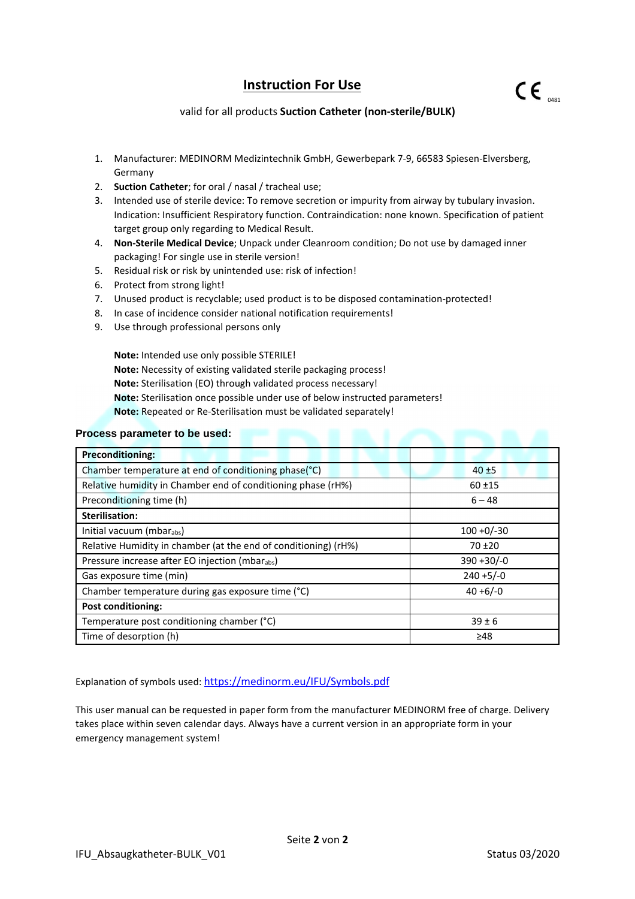# Instruction For Use

CE 0481

valid for all products **Suction Catheter (non-sterile/BULK)**

1. Manufacturer: MEDINORM Medizintechnik GmbH, Gewerbepark 7-9, 66583 Spiesen-Elversberg, Germany
2. **Suction Catheter**; for oral / nasal / tracheal use;
3. Intended use of sterile device: To remove secretion or impurity from airway by tubulary invasion. Indication: Insufficient Respiratory function. Contraindication: none known. Specification of patient target group only regarding to Medical Result.
4. **Non-Sterile Medical Device**; Unpack under Cleanroom condition; Do not use by damaged inner packaging! For single use in sterile version!
5. Residual risk or risk by unintended use: risk of infection!
6. Protect from strong light!
7. Unused product is recyclable; used product is to be disposed contamination-protected!
8. In case of incidence consider national notification requirements!
9. Use through professional persons only

**Note:** Intended use only possible STERILE!
**Note:** Necessity of existing validated sterile packaging process!
**Note:** Sterilisation (EO) through validated process necessary!
**Note:** Sterilisation once possible under use of below instructed parameters!
**Note:** Repeated or Re-Sterilisation must be validated separately!

**Process parameter to be used:**

| | |
|---|---|
| **Preconditioning:** | |
| Chamber temperature at end of conditioning phase(°C) | 40 ±5 |
| Relative humidity in Chamber end of conditioning phase (rH%) | 60 ±15 |
| Preconditioning time (h) | 6 – 48 |
| **Sterilisation:** | |
| Initial vacuum ($mbar_{abs}$) | 100 +0/-30 |
| Relative Humidity in chamber (at the end of conditioning) (rH%) | 70 ±20 |
| Pressure increase after EO injection ($mbar_{abs}$) | 390 +30/-0 |
| Gas exposure time (min) | 240 +5/-0 |
| Chamber temperature during gas exposure time (°C) | 40 +6/-0 |
| **Post conditioning:** | |
| Temperature post conditioning chamber (°C) | 39 ± 6 |
| Time of desorption (h) | ≥48 |

Explanation of symbols used: https://medinorm.eu/IFU/Symbols.pdf

This user manual can be requested in paper form from the manufacturer MEDINORM free of charge. Delivery takes place within seven calendar days. Always have a current version in an appropriate form in your emergency management system!

IFU_Absaugkatheter-BULK_V01

Status 03/2020